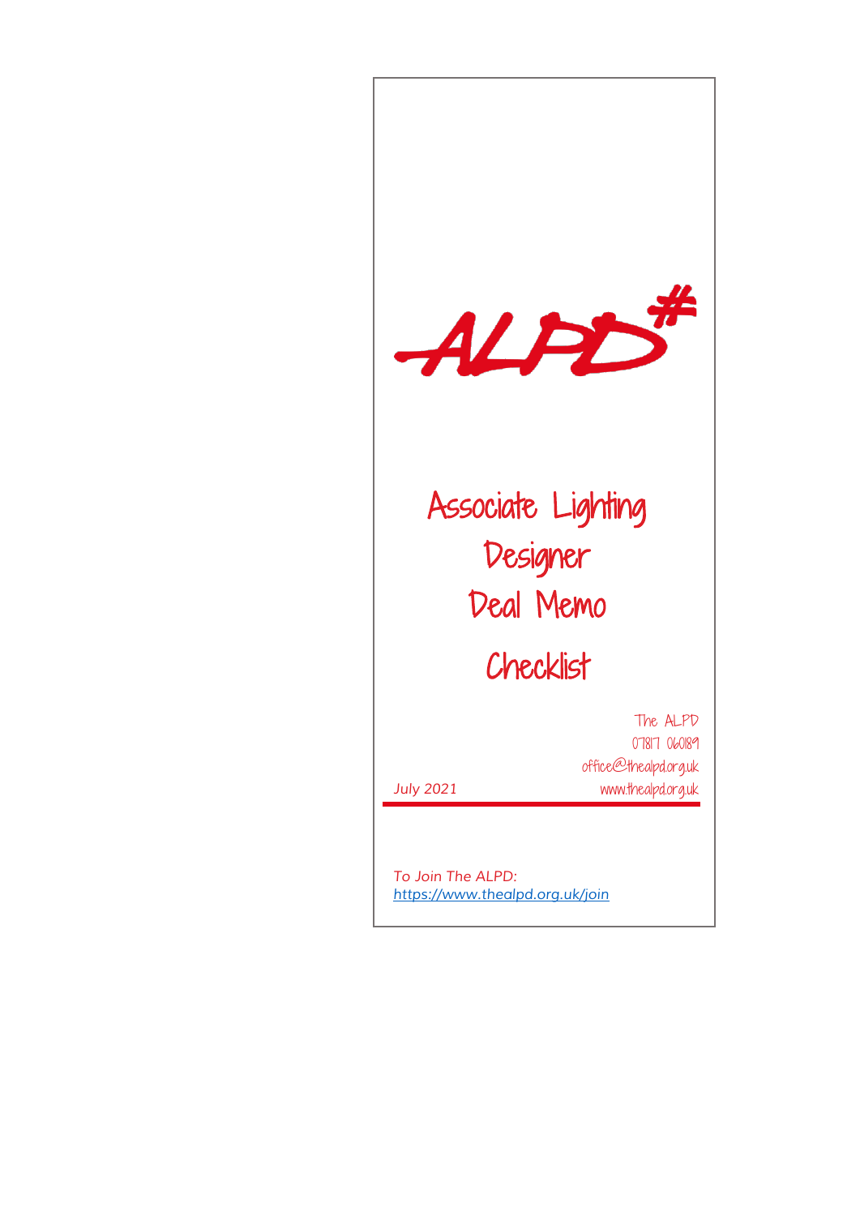ALPD#

# Associate Lighting Designer Deal Memo

# Checklist

The ALPD
07817 060189
office@thealpd.org.uk
www.thealpd.org.uk

*July 2021*

*To Join The ALPD:*
*https://www.thealpd.org.uk/join*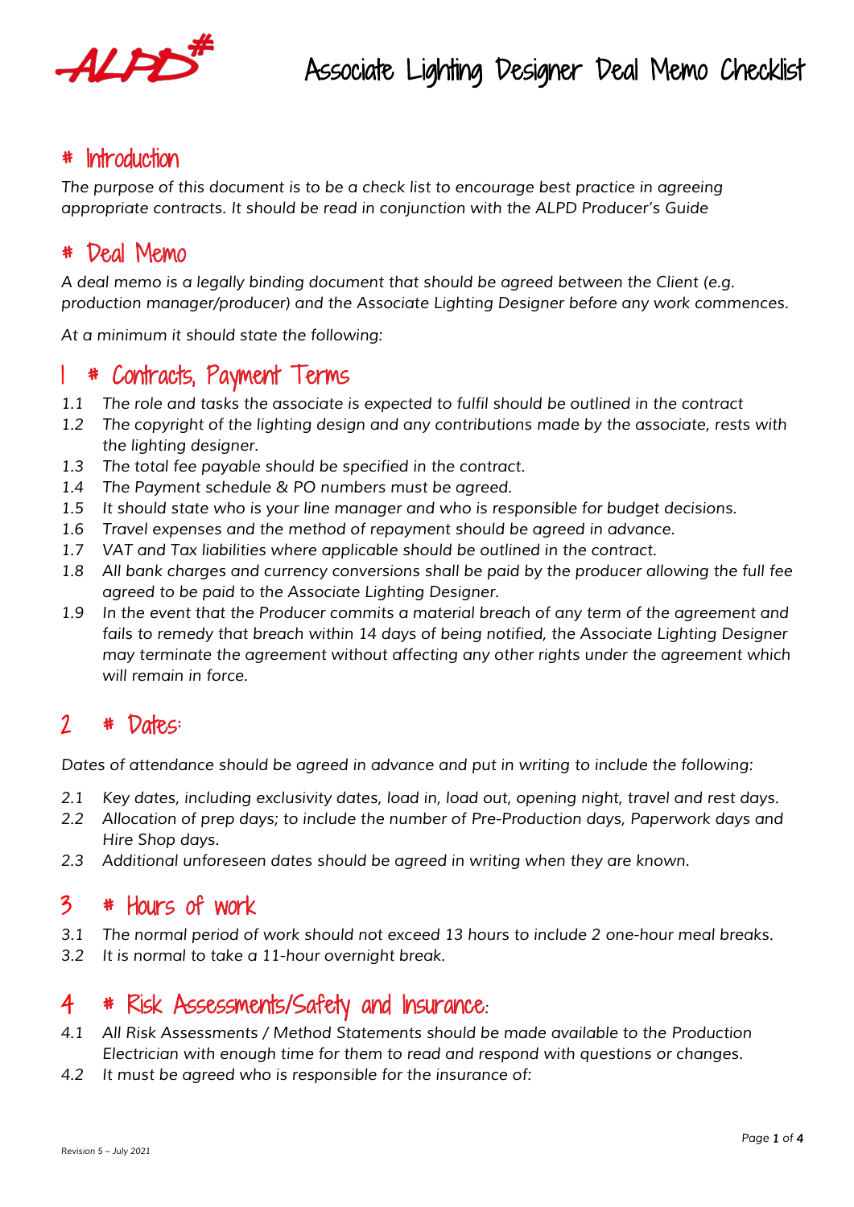# Associate Lighting Designer Deal Memo Checklist

## # Introduction

*The purpose of this document is to be a check list to encourage best practice in agreeing appropriate contracts. It should be read in conjunction with the ALPD Producer's Guide*

## # Deal Memo

*A deal memo is a legally binding document that should be agreed between the Client (e.g. production manager/producer) and the Associate Lighting Designer before any work commences.*

*At a minimum it should state the following:*

## 1 # Contracts, Payment Terms

1.1 *The role and tasks the associate is expected to fulfil should be outlined in the contract*

1.2 *The copyright of the lighting design and any contributions made by the associate, rests with the lighting designer.*

1.3 *The total fee payable should be specified in the contract.*

1.4 *The Payment schedule & PO numbers must be agreed.*

1.5 *It should state who is your line manager and who is responsible for budget decisions.*

1.6 *Travel expenses and the method of repayment should be agreed in advance.*

1.7 *VAT and Tax liabilities where applicable should be outlined in the contract.*

1.8 *All bank charges and currency conversions shall be paid by the producer allowing the full fee agreed to be paid to the Associate Lighting Designer.*

1.9 *In the event that the Producer commits a material breach of any term of the agreement and fails to remedy that breach within 14 days of being notified, the Associate Lighting Designer may terminate the agreement without affecting any other rights under the agreement which will remain in force.*

## 2 # Dates:

*Dates of attendance should be agreed in advance and put in writing to include the following:*

2.1 *Key dates, including exclusivity dates, load in, load out, opening night, travel and rest days.*

2.2 *Allocation of prep days; to include the number of Pre-Production days, Paperwork days and Hire Shop days.*

2.3 *Additional unforeseen dates should be agreed in writing when they are known.*

## 3 # Hours of work

3.1 *The normal period of work should not exceed 13 hours to include 2 one-hour meal breaks.*

3.2 *It is normal to take a 11-hour overnight break.*

## 4 # Risk Assessments/Safety and Insurance:

4.1 *All Risk Assessments / Method Statements should be made available to the Production Electrician with enough time for them to read and respond with questions or changes.*

4.2 *It must be agreed who is responsible for the insurance of:*

Revision 5 – July 2021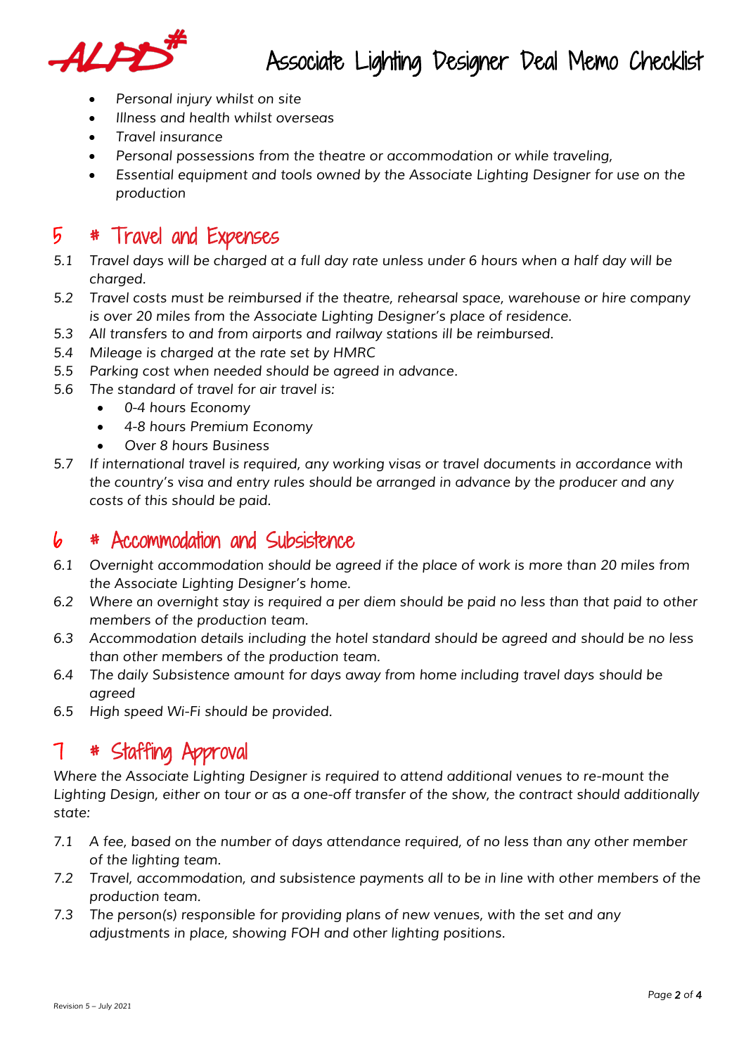- *Personal injury whilst on site*
- *Illness and health whilst overseas*
- *Travel insurance*
- *Personal possessions from the theatre or accommodation or while traveling,*
- *Essential equipment and tools owned by the Associate Lighting Designer for use on the production*

## 5 # Travel and Expenses

5.1 *Travel days will be charged at a full day rate unless under 6 hours when a half day will be charged.*

5.2 *Travel costs must be reimbursed if the theatre, rehearsal space, warehouse or hire company is over 20 miles from the Associate Lighting Designer's place of residence.*

5.3 *All transfers to and from airports and railway stations ill be reimbursed.*

5.4 *Mileage is charged at the rate set by HMRC*

5.5 *Parking cost when needed should be agreed in advance.*

5.6 *The standard of travel for air travel is:*

- *0-4 hours Economy*
- *4-8 hours Premium Economy*
- *Over 8 hours Business*

5.7 *If international travel is required, any working visas or travel documents in accordance with the country's visa and entry rules should be arranged in advance by the producer and any costs of this should be paid.*

## 6 # Accommodation and Subsistence

6.1 *Overnight accommodation should be agreed if the place of work is more than 20 miles from the Associate Lighting Designer's home.*

6.2 *Where an overnight stay is required a per diem should be paid no less than that paid to other members of the production team.*

6.3 *Accommodation details including the hotel standard should be agreed and should be no less than other members of the production team.*

6.4 *The daily Subsistence amount for days away from home including travel days should be agreed*

6.5 *High speed Wi-Fi should be provided.*

## 7 # Staffing Approval

*Where the Associate Lighting Designer is required to attend additional venues to re-mount the Lighting Design, either on tour or as a one-off transfer of the show, the contract should additionally state:*

7.1 *A fee, based on the number of days attendance required, of no less than any other member of the lighting team.*

7.2 *Travel, accommodation, and subsistence payments all to be in line with other members of the production team.*

7.3 *The person(s) responsible for providing plans of new venues, with the set and any adjustments in place, showing FOH and other lighting positions.*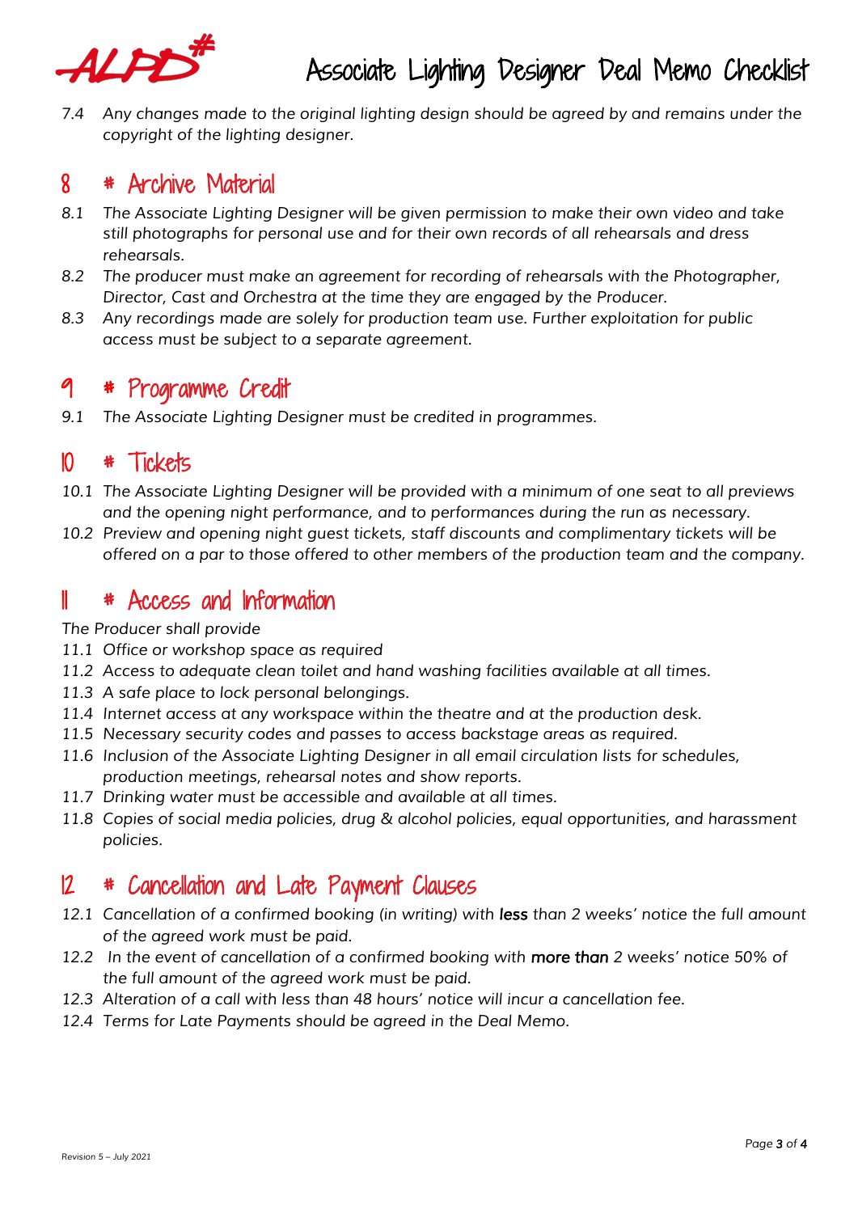*7.4 Any changes made to the original lighting design should be agreed by and remains under the copyright of the lighting designer.*

## 8 # Archive Material

*8.1 The Associate Lighting Designer will be given permission to make their own video and take still photographs for personal use and for their own records of all rehearsals and dress rehearsals.*

*8.2 The producer must make an agreement for recording of rehearsals with the Photographer, Director, Cast and Orchestra at the time they are engaged by the Producer.*

*8.3 Any recordings made are solely for production team use. Further exploitation for public access must be subject to a separate agreement.*

## 9 # Programme Credit

*9.1 The Associate Lighting Designer must be credited in programmes.*

## 10 # Tickets

*10.1 The Associate Lighting Designer will be provided with a minimum of one seat to all previews and the opening night performance, and to performances during the run as necessary.*

*10.2 Preview and opening night guest tickets, staff discounts and complimentary tickets will be offered on a par to those offered to other members of the production team and the company.*

## 11 # Access and Information

*The Producer shall provide*

*11.1 Office or workshop space as required*

*11.2 Access to adequate clean toilet and hand washing facilities available at all times.*

*11.3 A safe place to lock personal belongings.*

*11.4 Internet access at any workspace within the theatre and at the production desk.*

*11.5 Necessary security codes and passes to access backstage areas as required.*

*11.6 Inclusion of the Associate Lighting Designer in all email circulation lists for schedules, production meetings, rehearsal notes and show reports.*

*11.7 Drinking water must be accessible and available at all times.*

*11.8 Copies of social media policies, drug & alcohol policies, equal opportunities, and harassment policies.*

## 12 # Cancellation and Late Payment Clauses

*12.1 Cancellation of a confirmed booking (in writing) with* **less** *than 2 weeks' notice the full amount of the agreed work must be paid.*

*12.2 In the event of cancellation of a confirmed booking with* **more than** *2 weeks' notice 50% of the full amount of the agreed work must be paid.*

*12.3 Alteration of a call with less than 48 hours' notice will incur a cancellation fee.*

*12.4 Terms for Late Payments should be agreed in the Deal Memo.*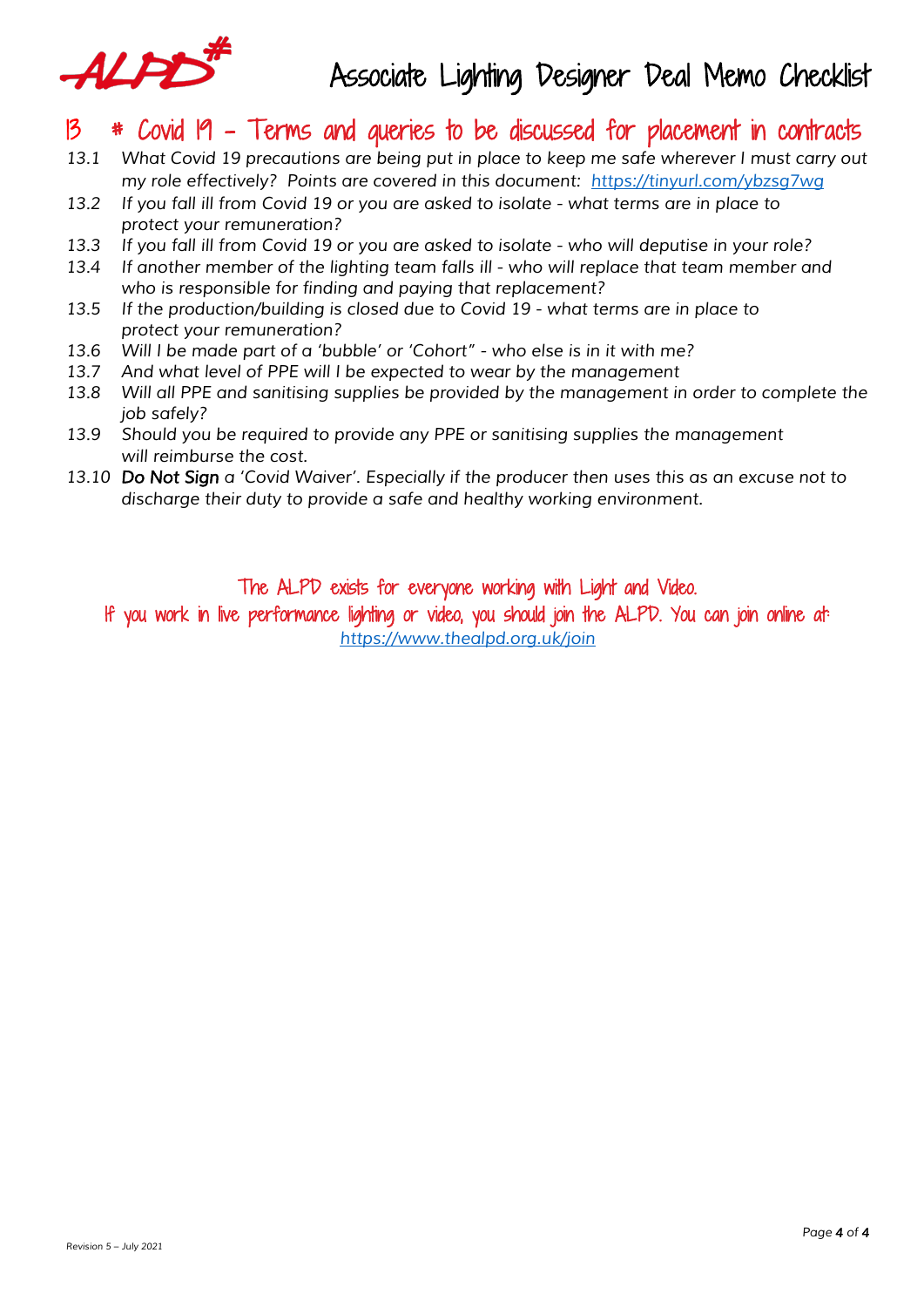## 13 # Covid 19 – Terms and queries to be discussed for placement in contracts

13.1 *What Covid 19 precautions are being put in place to keep me safe wherever I must carry out my role effectively? Points are covered in this document: https://tinyurl.com/ybzsg7wg*

13.2 *If you fall ill from Covid 19 or you are asked to isolate - what terms are in place to protect your remuneration?*

13.3 *If you fall ill from Covid 19 or you are asked to isolate - who will deputise in your role?*

13.4 *If another member of the lighting team falls ill - who will replace that team member and who is responsible for finding and paying that replacement?*

13.5 *If the production/building is closed due to Covid 19 - what terms are in place to protect your remuneration?*

13.6 *Will I be made part of a 'bubble' or 'Cohort" - who else is in it with me?*

13.7 *And what level of PPE will I be expected to wear by the management*

13.8 *Will all PPE and sanitising supplies be provided by the management in order to complete the job safely?*

13.9 *Should you be required to provide any PPE or sanitising supplies the management will reimburse the cost.*

13.10 Do Not Sign *a 'Covid Waiver'. Especially if the producer then uses this as an excuse not to discharge their duty to provide a safe and healthy working environment.*

The ALPD exists for everyone working with Light and Video.

If you work in live performance lighting or video, you should join the ALPD. You can join online at: https://www.thealpd.org.uk/join

Revision 5 – July 2021